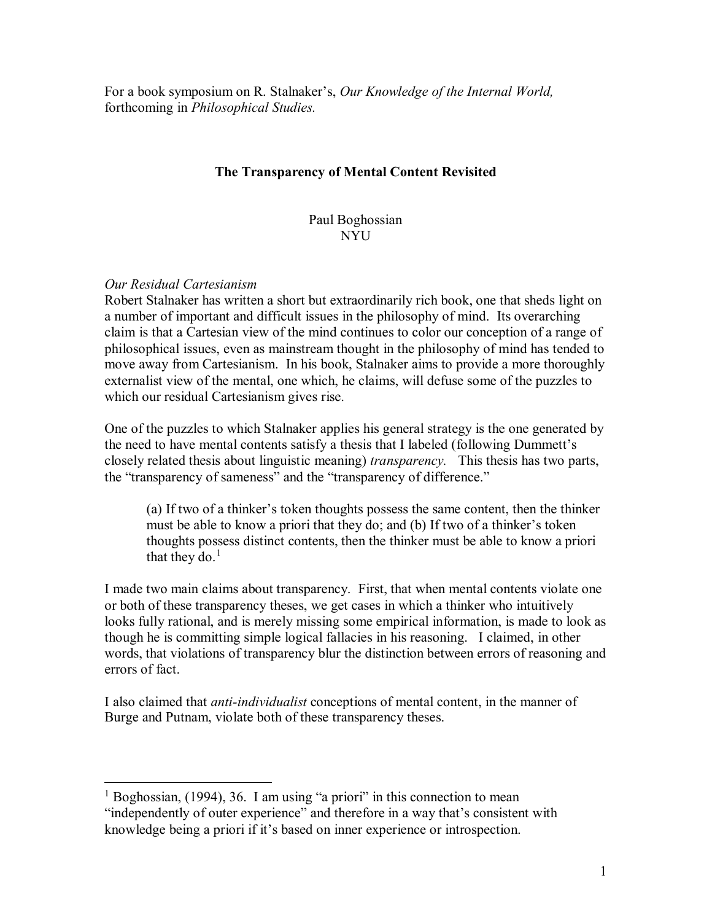For a book symposium on R. Stalnaker's, *Our Knowledge of the Internal World,* forthcoming in *Philosophical Studies.*

# The Transparency of Mental Content Revisited

Paul Boghossian
NYU

*Our Residual Cartesianism*

Robert Stalnaker has written a short but extraordinarily rich book, one that sheds light on a number of important and difficult issues in the philosophy of mind. Its overarching claim is that a Cartesian view of the mind continues to color our conception of a range of philosophical issues, even as mainstream thought in the philosophy of mind has tended to move away from Cartesianism. In his book, Stalnaker aims to provide a more thoroughly externalist view of the mental, one which, he claims, will defuse some of the puzzles to which our residual Cartesianism gives rise.

One of the puzzles to which Stalnaker applies his general strategy is the one generated by the need to have mental contents satisfy a thesis that I labeled (following Dummett's closely related thesis about linguistic meaning) *transparency.* This thesis has two parts, the "transparency of sameness" and the "transparency of difference."

> (a) If two of a thinker's token thoughts possess the same content, then the thinker must be able to know a priori that they do; and (b) If two of a thinker's token thoughts possess distinct contents, then the thinker must be able to know a priori that they do.[1]

I made two main claims about transparency. First, that when mental contents violate one or both of these transparency theses, we get cases in which a thinker who intuitively looks fully rational, and is merely missing some empirical information, is made to look as though he is committing simple logical fallacies in his reasoning. I claimed, in other words, that violations of transparency blur the distinction between errors of reasoning and errors of fact.

I also claimed that *anti-individualist* conceptions of mental content, in the manner of Burge and Putnam, violate both of these transparency theses.

---

[1] Boghossian, (1994), 36. I am using "a priori" in this connection to mean "independently of outer experience" and therefore in a way that's consistent with knowledge being a priori if it's based on inner experience or introspection.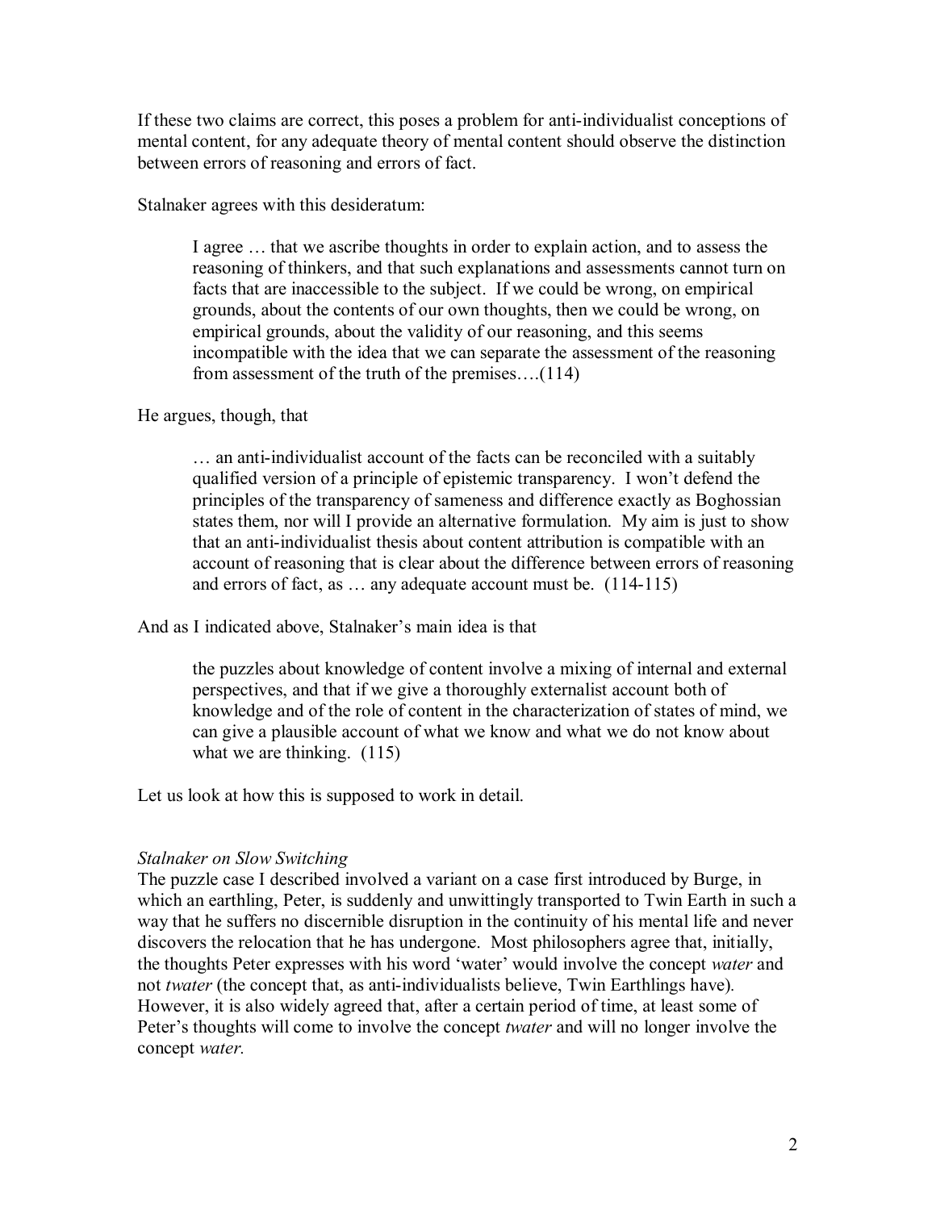If these two claims are correct, this poses a problem for anti-individualist conceptions of mental content, for any adequate theory of mental content should observe the distinction between errors of reasoning and errors of fact.

Stalnaker agrees with this desideratum:

> I agree … that we ascribe thoughts in order to explain action, and to assess the reasoning of thinkers, and that such explanations and assessments cannot turn on facts that are inaccessible to the subject. If we could be wrong, on empirical grounds, about the contents of our own thoughts, then we could be wrong, on empirical grounds, about the validity of our reasoning, and this seems incompatible with the idea that we can separate the assessment of the reasoning from assessment of the truth of the premises….(114)

He argues, though, that

> … an anti-individualist account of the facts can be reconciled with a suitably qualified version of a principle of epistemic transparency. I won't defend the principles of the transparency of sameness and difference exactly as Boghossian states them, nor will I provide an alternative formulation. My aim is just to show that an anti-individualist thesis about content attribution is compatible with an account of reasoning that is clear about the difference between errors of reasoning and errors of fact, as … any adequate account must be. (114-115)

And as I indicated above, Stalnaker's main idea is that

> the puzzles about knowledge of content involve a mixing of internal and external perspectives, and that if we give a thoroughly externalist account both of knowledge and of the role of content in the characterization of states of mind, we can give a plausible account of what we know and what we do not know about what we are thinking. (115)

Let us look at how this is supposed to work in detail.

*Stalnaker on Slow Switching*

The puzzle case I described involved a variant on a case first introduced by Burge, in which an earthling, Peter, is suddenly and unwittingly transported to Twin Earth in such a way that he suffers no discernible disruption in the continuity of his mental life and never discovers the relocation that he has undergone. Most philosophers agree that, initially, the thoughts Peter expresses with his word 'water' would involve the concept *water* and not *twater* (the concept that, as anti-individualists believe, Twin Earthlings have). However, it is also widely agreed that, after a certain period of time, at least some of Peter's thoughts will come to involve the concept *twater* and will no longer involve the concept *water.*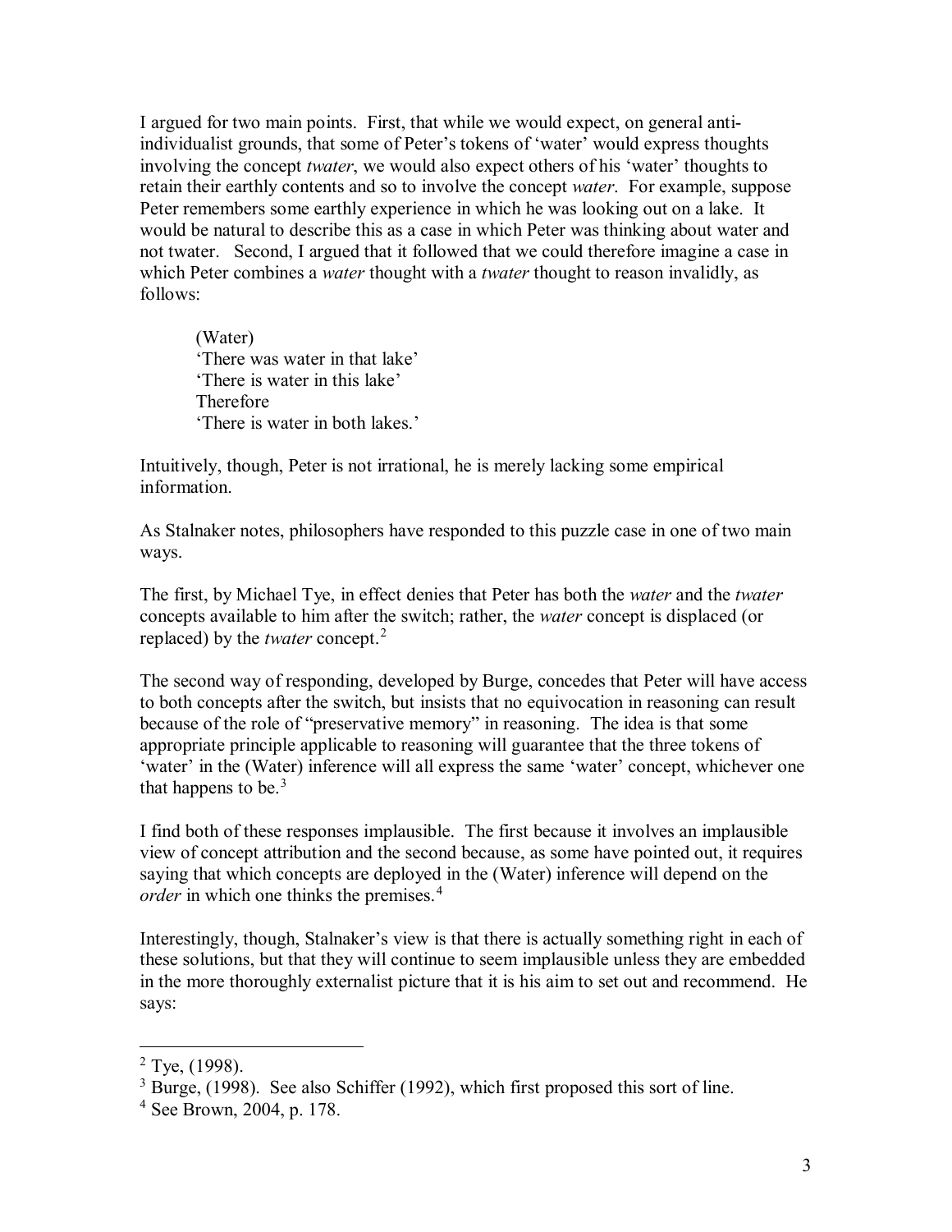I argued for two main points. First, that while we would expect, on general anti-individualist grounds, that some of Peter's tokens of 'water' would express thoughts involving the concept *twater*, we would also expect others of his 'water' thoughts to retain their earthly contents and so to involve the concept *water*. For example, suppose Peter remembers some earthly experience in which he was looking out on a lake. It would be natural to describe this as a case in which Peter was thinking about water and not twater. Second, I argued that it followed that we could therefore imagine a case in which Peter combines a *water* thought with a *twater* thought to reason invalidly, as follows:

> (Water)
> 'There was water in that lake'
> 'There is water in this lake'
> Therefore
> 'There is water in both lakes.'

Intuitively, though, Peter is not irrational, he is merely lacking some empirical information.

As Stalnaker notes, philosophers have responded to this puzzle case in one of two main ways.

The first, by Michael Tye, in effect denies that Peter has both the *water* and the *twater* concepts available to him after the switch; rather, the *water* concept is displaced (or replaced) by the *twater* concept.[2]

The second way of responding, developed by Burge, concedes that Peter will have access to both concepts after the switch, but insists that no equivocation in reasoning can result because of the role of "preservative memory" in reasoning. The idea is that some appropriate principle applicable to reasoning will guarantee that the three tokens of 'water' in the (Water) inference will all express the same 'water' concept, whichever one that happens to be.[3]

I find both of these responses implausible. The first because it involves an implausible view of concept attribution and the second because, as some have pointed out, it requires saying that which concepts are deployed in the (Water) inference will depend on the *order* in which one thinks the premises.[4]

Interestingly, though, Stalnaker's view is that there is actually something right in each of these solutions, but that they will continue to seem implausible unless they are embedded in the more thoroughly externalist picture that it is his aim to set out and recommend. He says:

---

[2] Tye, (1998).

[3] Burge, (1998). See also Schiffer (1992), which first proposed this sort of line.

[4] See Brown, 2004, p. 178.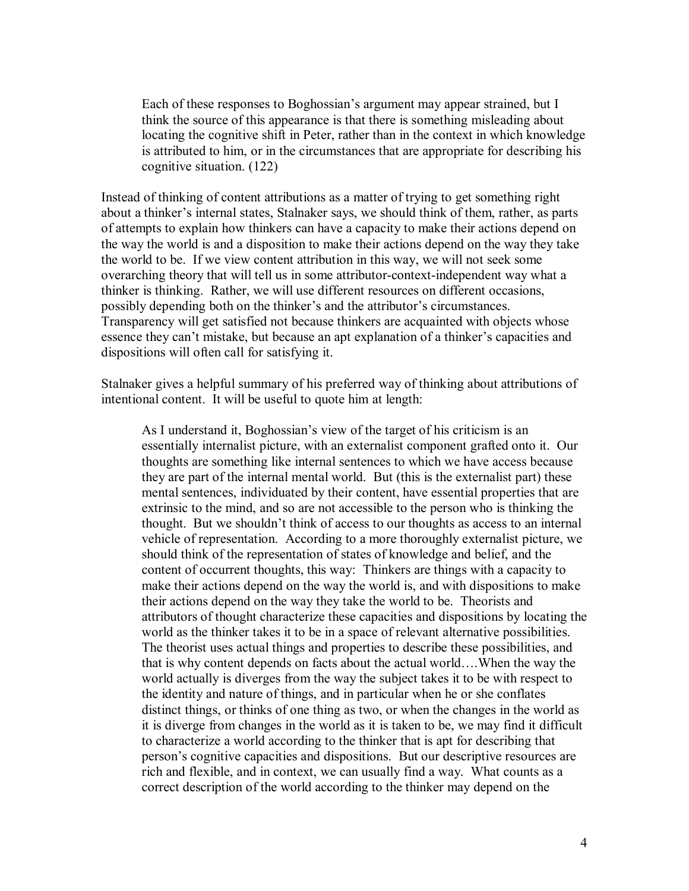> Each of these responses to Boghossian's argument may appear strained, but I think the source of this appearance is that there is something misleading about locating the cognitive shift in Peter, rather than in the context in which knowledge is attributed to him, or in the circumstances that are appropriate for describing his cognitive situation. (122)

Instead of thinking of content attributions as a matter of trying to get something right about a thinker's internal states, Stalnaker says, we should think of them, rather, as parts of attempts to explain how thinkers can have a capacity to make their actions depend on the way the world is and a disposition to make their actions depend on the way they take the world to be. If we view content attribution in this way, we will not seek some overarching theory that will tell us in some attributor-context-independent way what a thinker is thinking. Rather, we will use different resources on different occasions, possibly depending both on the thinker's and the attributor's circumstances. Transparency will get satisfied not because thinkers are acquainted with objects whose essence they can't mistake, but because an apt explanation of a thinker's capacities and dispositions will often call for satisfying it.

Stalnaker gives a helpful summary of his preferred way of thinking about attributions of intentional content. It will be useful to quote him at length:

> As I understand it, Boghossian's view of the target of his criticism is an essentially internalist picture, with an externalist component grafted onto it. Our thoughts are something like internal sentences to which we have access because they are part of the internal mental world. But (this is the externalist part) these mental sentences, individuated by their content, have essential properties that are extrinsic to the mind, and so are not accessible to the person who is thinking the thought. But we shouldn't think of access to our thoughts as access to an internal vehicle of representation. According to a more thoroughly externalist picture, we should think of the representation of states of knowledge and belief, and the content of occurrent thoughts, this way: Thinkers are things with a capacity to make their actions depend on the way the world is, and with dispositions to make their actions depend on the way they take the world to be. Theorists and attributors of thought characterize these capacities and dispositions by locating the world as the thinker takes it to be in a space of relevant alternative possibilities. The theorist uses actual things and properties to describe these possibilities, and that is why content depends on facts about the actual world….When the way the world actually is diverges from the way the subject takes it to be with respect to the identity and nature of things, and in particular when he or she conflates distinct things, or thinks of one thing as two, or when the changes in the world as it is diverge from changes in the world as it is taken to be, we may find it difficult to characterize a world according to the thinker that is apt for describing that person's cognitive capacities and dispositions. But our descriptive resources are rich and flexible, and in context, we can usually find a way. What counts as a correct description of the world according to the thinker may depend on the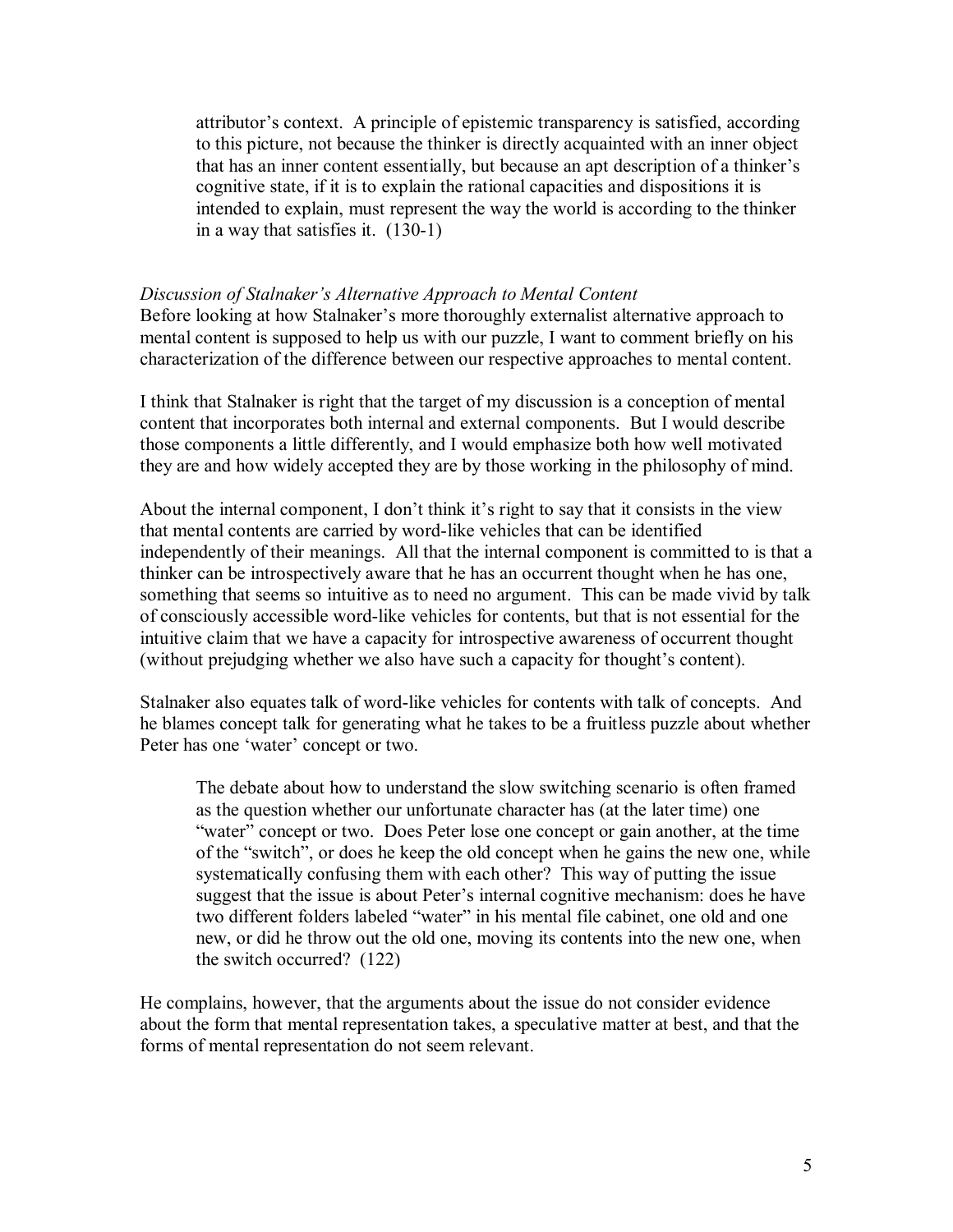> attributor's context. A principle of epistemic transparency is satisfied, according to this picture, not because the thinker is directly acquainted with an inner object that has an inner content essentially, but because an apt description of a thinker's cognitive state, if it is to explain the rational capacities and dispositions it is intended to explain, must represent the way the world is according to the thinker in a way that satisfies it. (130-1)

*Discussion of Stalnaker's Alternative Approach to Mental Content*

Before looking at how Stalnaker's more thoroughly externalist alternative approach to mental content is supposed to help us with our puzzle, I want to comment briefly on his characterization of the difference between our respective approaches to mental content.

I think that Stalnaker is right that the target of my discussion is a conception of mental content that incorporates both internal and external components. But I would describe those components a little differently, and I would emphasize both how well motivated they are and how widely accepted they are by those working in the philosophy of mind.

About the internal component, I don't think it's right to say that it consists in the view that mental contents are carried by word-like vehicles that can be identified independently of their meanings. All that the internal component is committed to is that a thinker can be introspectively aware that he has an occurrent thought when he has one, something that seems so intuitive as to need no argument. This can be made vivid by talk of consciously accessible word-like vehicles for contents, but that is not essential for the intuitive claim that we have a capacity for introspective awareness of occurrent thought (without prejudging whether we also have such a capacity for thought's content).

Stalnaker also equates talk of word-like vehicles for contents with talk of concepts. And he blames concept talk for generating what he takes to be a fruitless puzzle about whether Peter has one 'water' concept or two.

> The debate about how to understand the slow switching scenario is often framed as the question whether our unfortunate character has (at the later time) one "water" concept or two. Does Peter lose one concept or gain another, at the time of the "switch", or does he keep the old concept when he gains the new one, while systematically confusing them with each other? This way of putting the issue suggest that the issue is about Peter's internal cognitive mechanism: does he have two different folders labeled "water" in his mental file cabinet, one old and one new, or did he throw out the old one, moving its contents into the new one, when the switch occurred? (122)

He complains, however, that the arguments about the issue do not consider evidence about the form that mental representation takes, a speculative matter at best, and that the forms of mental representation do not seem relevant.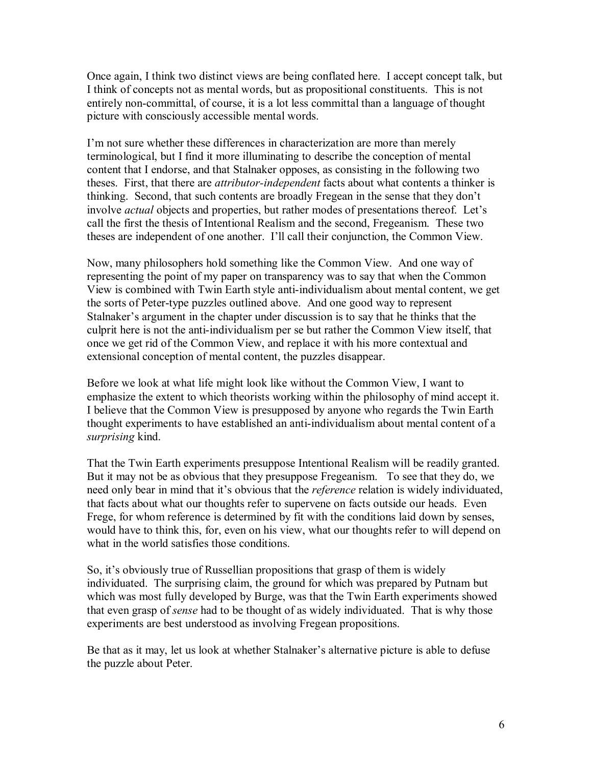Once again, I think two distinct views are being conflated here. I accept concept talk, but I think of concepts not as mental words, but as propositional constituents. This is not entirely non-committal, of course, it is a lot less committal than a language of thought picture with consciously accessible mental words.

I'm not sure whether these differences in characterization are more than merely terminological, but I find it more illuminating to describe the conception of mental content that I endorse, and that Stalnaker opposes, as consisting in the following two theses. First, that there are *attributor-independent* facts about what contents a thinker is thinking. Second, that such contents are broadly Fregean in the sense that they don't involve *actual* objects and properties, but rather modes of presentations thereof. Let's call the first the thesis of Intentional Realism and the second, Fregeanism. These two theses are independent of one another. I'll call their conjunction, the Common View.

Now, many philosophers hold something like the Common View. And one way of representing the point of my paper on transparency was to say that when the Common View is combined with Twin Earth style anti-individualism about mental content, we get the sorts of Peter-type puzzles outlined above. And one good way to represent Stalnaker's argument in the chapter under discussion is to say that he thinks that the culprit here is not the anti-individualism per se but rather the Common View itself, that once we get rid of the Common View, and replace it with his more contextual and extensional conception of mental content, the puzzles disappear.

Before we look at what life might look like without the Common View, I want to emphasize the extent to which theorists working within the philosophy of mind accept it. I believe that the Common View is presupposed by anyone who regards the Twin Earth thought experiments to have established an anti-individualism about mental content of a *surprising* kind.

That the Twin Earth experiments presuppose Intentional Realism will be readily granted. But it may not be as obvious that they presuppose Fregeanism. To see that they do, we need only bear in mind that it's obvious that the *reference* relation is widely individuated, that facts about what our thoughts refer to supervene on facts outside our heads. Even Frege, for whom reference is determined by fit with the conditions laid down by senses, would have to think this, for, even on his view, what our thoughts refer to will depend on what in the world satisfies those conditions.

So, it's obviously true of Russellian propositions that grasp of them is widely individuated. The surprising claim, the ground for which was prepared by Putnam but which was most fully developed by Burge, was that the Twin Earth experiments showed that even grasp of *sense* had to be thought of as widely individuated. That is why those experiments are best understood as involving Fregean propositions.

Be that as it may, let us look at whether Stalnaker's alternative picture is able to defuse the puzzle about Peter.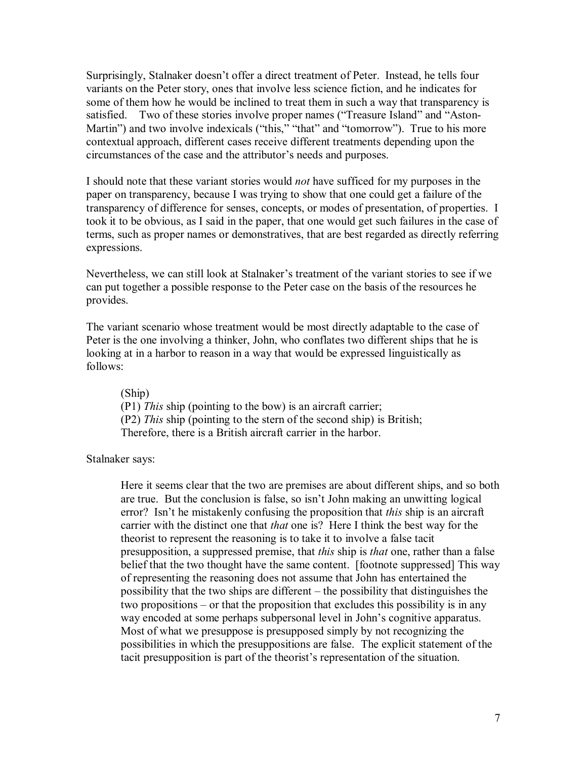Surprisingly, Stalnaker doesn't offer a direct treatment of Peter. Instead, he tells four variants on the Peter story, ones that involve less science fiction, and he indicates for some of them how he would be inclined to treat them in such a way that transparency is satisfied. Two of these stories involve proper names ("Treasure Island" and "Aston-Martin") and two involve indexicals ("this," "that" and "tomorrow"). True to his more contextual approach, different cases receive different treatments depending upon the circumstances of the case and the attributor's needs and purposes.

I should note that these variant stories would *not* have sufficed for my purposes in the paper on transparency, because I was trying to show that one could get a failure of the transparency of difference for senses, concepts, or modes of presentation, of properties. I took it to be obvious, as I said in the paper, that one would get such failures in the case of terms, such as proper names or demonstratives, that are best regarded as directly referring expressions.

Nevertheless, we can still look at Stalnaker's treatment of the variant stories to see if we can put together a possible response to the Peter case on the basis of the resources he provides.

The variant scenario whose treatment would be most directly adaptable to the case of Peter is the one involving a thinker, John, who conflates two different ships that he is looking at in a harbor to reason in a way that would be expressed linguistically as follows:

> (Ship)
> (P1) *This* ship (pointing to the bow) is an aircraft carrier;
> (P2) *This* ship (pointing to the stern of the second ship) is British;
> Therefore, there is a British aircraft carrier in the harbor.

Stalnaker says:

> Here it seems clear that the two are premises are about different ships, and so both are true. But the conclusion is false, so isn't John making an unwitting logical error? Isn't he mistakenly confusing the proposition that *this* ship is an aircraft carrier with the distinct one that *that* one is? Here I think the best way for the theorist to represent the reasoning is to take it to involve a false tacit presupposition, a suppressed premise, that *this* ship is *that* one, rather than a false belief that the two thought have the same content. [footnote suppressed] This way of representing the reasoning does not assume that John has entertained the possibility that the two ships are different – the possibility that distinguishes the two propositions – or that the proposition that excludes this possibility is in any way encoded at some perhaps subpersonal level in John's cognitive apparatus. Most of what we presuppose is presupposed simply by not recognizing the possibilities in which the presuppositions are false. The explicit statement of the tacit presupposition is part of the theorist's representation of the situation.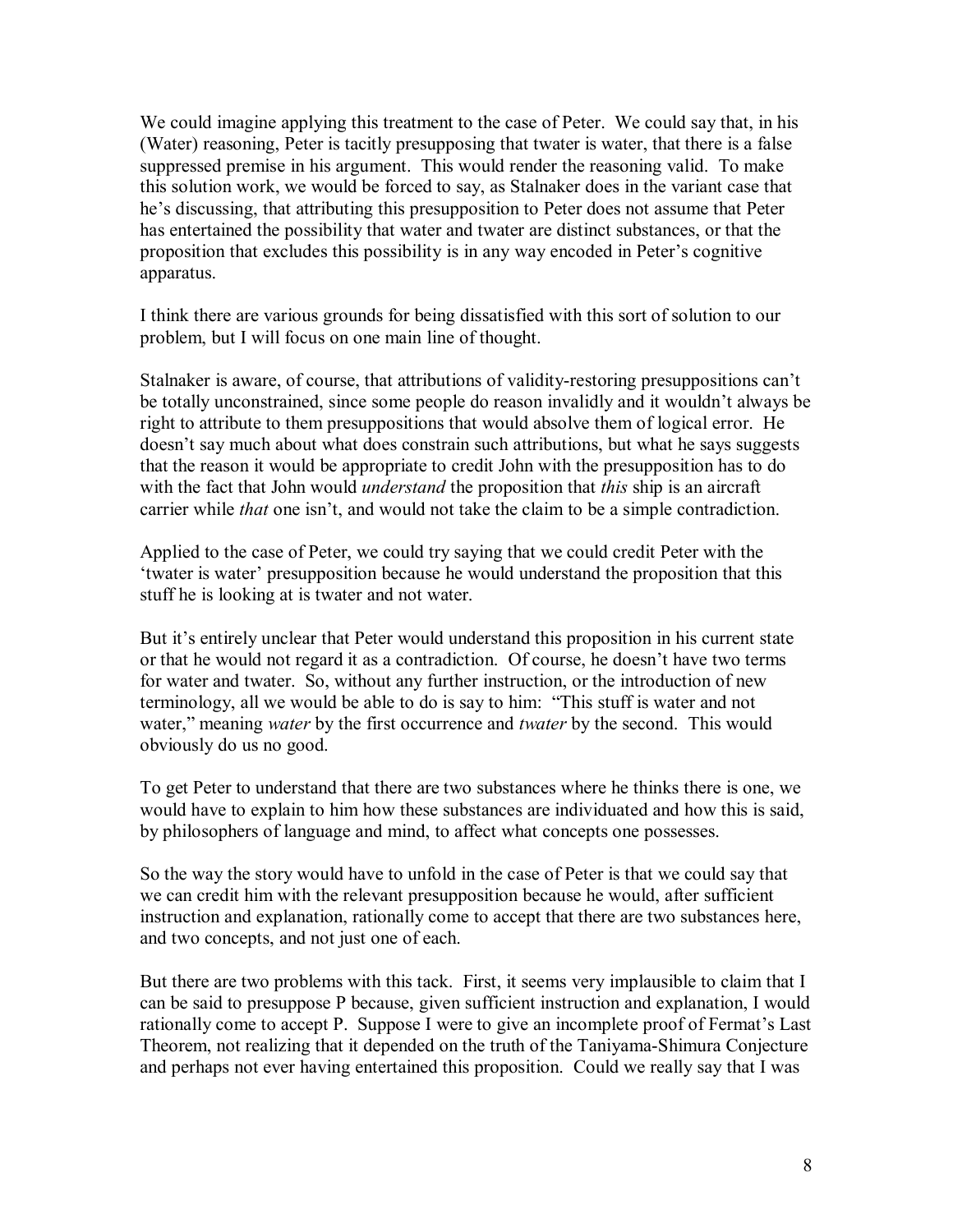We could imagine applying this treatment to the case of Peter. We could say that, in his (Water) reasoning, Peter is tacitly presupposing that twater is water, that there is a false suppressed premise in his argument. This would render the reasoning valid. To make this solution work, we would be forced to say, as Stalnaker does in the variant case that he's discussing, that attributing this presupposition to Peter does not assume that Peter has entertained the possibility that water and twater are distinct substances, or that the proposition that excludes this possibility is in any way encoded in Peter's cognitive apparatus.

I think there are various grounds for being dissatisfied with this sort of solution to our problem, but I will focus on one main line of thought.

Stalnaker is aware, of course, that attributions of validity-restoring presuppositions can't be totally unconstrained, since some people do reason invalidly and it wouldn't always be right to attribute to them presuppositions that would absolve them of logical error. He doesn't say much about what does constrain such attributions, but what he says suggests that the reason it would be appropriate to credit John with the presupposition has to do with the fact that John would *understand* the proposition that *this* ship is an aircraft carrier while *that* one isn't, and would not take the claim to be a simple contradiction.

Applied to the case of Peter, we could try saying that we could credit Peter with the 'twater is water' presupposition because he would understand the proposition that this stuff he is looking at is twater and not water.

But it's entirely unclear that Peter would understand this proposition in his current state or that he would not regard it as a contradiction. Of course, he doesn't have two terms for water and twater. So, without any further instruction, or the introduction of new terminology, all we would be able to do is say to him: "This stuff is water and not water," meaning *water* by the first occurrence and *twater* by the second. This would obviously do us no good.

To get Peter to understand that there are two substances where he thinks there is one, we would have to explain to him how these substances are individuated and how this is said, by philosophers of language and mind, to affect what concepts one possesses.

So the way the story would have to unfold in the case of Peter is that we could say that we can credit him with the relevant presupposition because he would, after sufficient instruction and explanation, rationally come to accept that there are two substances here, and two concepts, and not just one of each.

But there are two problems with this tack. First, it seems very implausible to claim that I can be said to presuppose P because, given sufficient instruction and explanation, I would rationally come to accept P. Suppose I were to give an incomplete proof of Fermat's Last Theorem, not realizing that it depended on the truth of the Taniyama-Shimura Conjecture and perhaps not ever having entertained this proposition. Could we really say that I was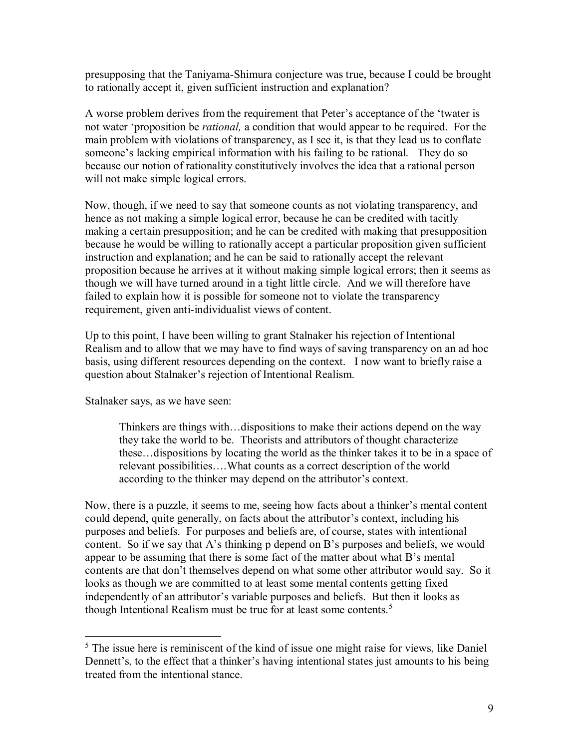presupposing that the Taniyama-Shimura conjecture was true, because I could be brought to rationally accept it, given sufficient instruction and explanation?

A worse problem derives from the requirement that Peter's acceptance of the 'twater is not water 'proposition be *rational,* a condition that would appear to be required. For the main problem with violations of transparency, as I see it, is that they lead us to conflate someone's lacking empirical information with his failing to be rational. They do so because our notion of rationality constitutively involves the idea that a rational person will not make simple logical errors.

Now, though, if we need to say that someone counts as not violating transparency, and hence as not making a simple logical error, because he can be credited with tacitly making a certain presupposition; and he can be credited with making that presupposition because he would be willing to rationally accept a particular proposition given sufficient instruction and explanation; and he can be said to rationally accept the relevant proposition because he arrives at it without making simple logical errors; then it seems as though we will have turned around in a tight little circle. And we will therefore have failed to explain how it is possible for someone not to violate the transparency requirement, given anti-individualist views of content.

Up to this point, I have been willing to grant Stalnaker his rejection of Intentional Realism and to allow that we may have to find ways of saving transparency on an ad hoc basis, using different resources depending on the context. I now want to briefly raise a question about Stalnaker's rejection of Intentional Realism.

Stalnaker says, as we have seen:

> Thinkers are things with…dispositions to make their actions depend on the way they take the world to be. Theorists and attributors of thought characterize these…dispositions by locating the world as the thinker takes it to be in a space of relevant possibilities….What counts as a correct description of the world according to the thinker may depend on the attributor's context.

Now, there is a puzzle, it seems to me, seeing how facts about a thinker's mental content could depend, quite generally, on facts about the attributor's context, including his purposes and beliefs. For purposes and beliefs are, of course, states with intentional content. So if we say that A's thinking p depend on B's purposes and beliefs, we would appear to be assuming that there is some fact of the matter about what B's mental contents are that don't themselves depend on what some other attributor would say. So it looks as though we are committed to at least some mental contents getting fixed independently of an attributor's variable purposes and beliefs. But then it looks as though Intentional Realism must be true for at least some contents.[5]

---

[5] The issue here is reminiscent of the kind of issue one might raise for views, like Daniel Dennett's, to the effect that a thinker's having intentional states just amounts to his being treated from the intentional stance.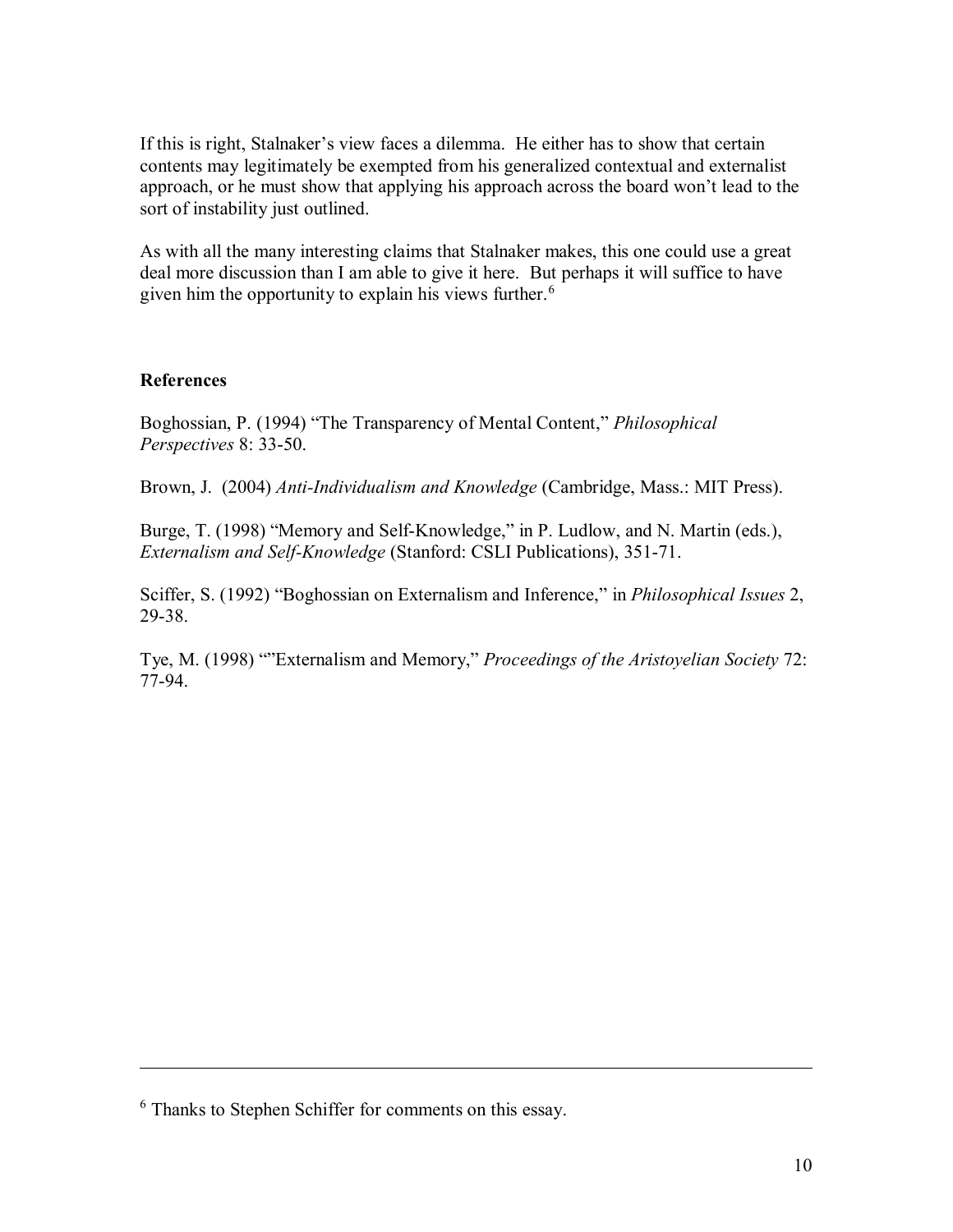If this is right, Stalnaker's view faces a dilemma. He either has to show that certain contents may legitimately be exempted from his generalized contextual and externalist approach, or he must show that applying his approach across the board won't lead to the sort of instability just outlined.

As with all the many interesting claims that Stalnaker makes, this one could use a great deal more discussion than I am able to give it here. But perhaps it will suffice to have given him the opportunity to explain his views further.[6]

**References**

Boghossian, P. (1994) "The Transparency of Mental Content," *Philosophical Perspectives* 8: 33-50.

Brown, J. (2004) *Anti-Individualism and Knowledge* (Cambridge, Mass.: MIT Press).

Burge, T. (1998) "Memory and Self-Knowledge," in P. Ludlow, and N. Martin (eds.), *Externalism and Self-Knowledge* (Stanford: CSLI Publications), 351-71.

Sciffer, S. (1992) "Boghossian on Externalism and Inference," in *Philosophical Issues* 2, 29-38.

Tye, M. (1998) ""Externalism and Memory," *Proceedings of the Aristoyelian Society* 72: 77-94.

---

[6] Thanks to Stephen Schiffer for comments on this essay.